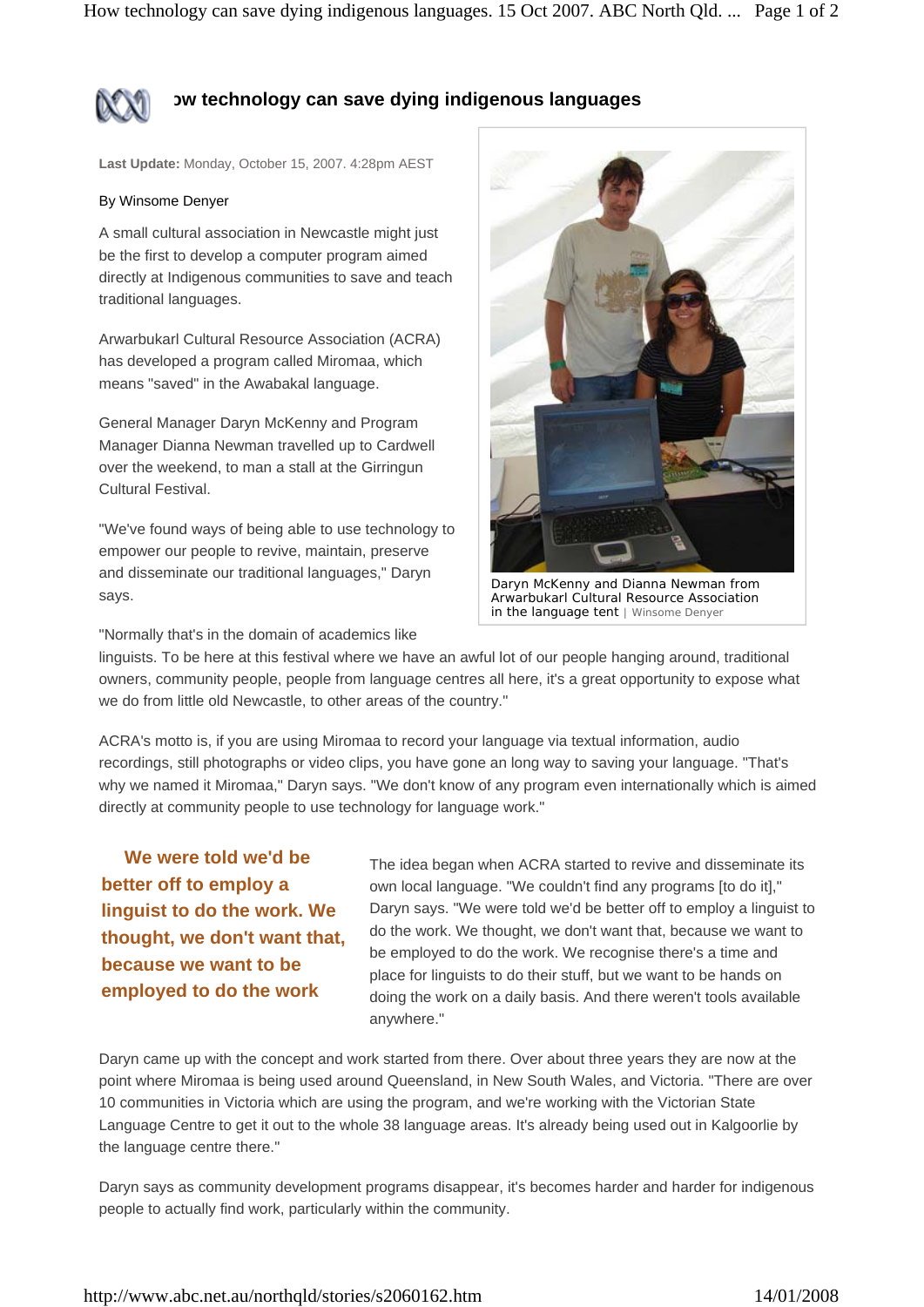# How technology can save dying indigenous languages

**Last Update:** Monday, October 15, 2007. 4:28pm AEST

By Winsome Denyer

A small cultural association in Newcastle might just be the first to develop a computer program aimed directly at Indigenous communities to save and teach traditional languages.

Arwarbukarl Cultural Resource Association (ACRA) has developed a program called Miromaa, which means "saved" in the Awabakal language.

General Manager Daryn McKenny and Program Manager Dianna Newman travelled up to Cardwell over the weekend, to man a stall at the Girringun Cultural Festival.

"We've found ways of being able to use technology to empower our people to revive, maintain, preserve and disseminate our traditional languages," Daryn says.

Daryn McKenny and Dianna Newman from Arwarbukarl Cultural Resource Association in the language tent | Winsome Denyer

"Normally that's in the domain of academics like linguists. To be here at this festival where we have an awful lot of our people hanging around, traditional owners, community people, people from language centres all here, it's a great opportunity to expose what we do from little old Newcastle, to other areas of the country."

ACRA's motto is, if you are using Miromaa to record your language via textual information, audio recordings, still photographs or video clips, you have gone an long way to saving your language. "That's why we named it Miromaa," Daryn says. "We don't know of any program even internationally which is aimed directly at community people to use technology for language work."

**We were told we'd be better off to employ a linguist to do the work. We thought, we don't want that, because we want to be employed to do the work**

The idea began when ACRA started to revive and disseminate its own local language. "We couldn't find any programs [to do it]," Daryn says. "We were told we'd be better off to employ a linguist to do the work. We thought, we don't want that, because we want to be employed to do the work. We recognise there's a time and place for linguists to do their stuff, but we want to be hands on doing the work on a daily basis. And there weren't tools available anywhere."

Daryn came up with the concept and work started from there. Over about three years they are now at the point where Miromaa is being used around Queensland, in New South Wales, and Victoria. "There are over 10 communities in Victoria which are using the program, and we're working with the Victorian State Language Centre to get it out to the whole 38 language areas. It's already being used out in Kalgoorlie by the language centre there."

Daryn says as community development programs disappear, it's becomes harder and harder for indigenous people to actually find work, particularly within the community.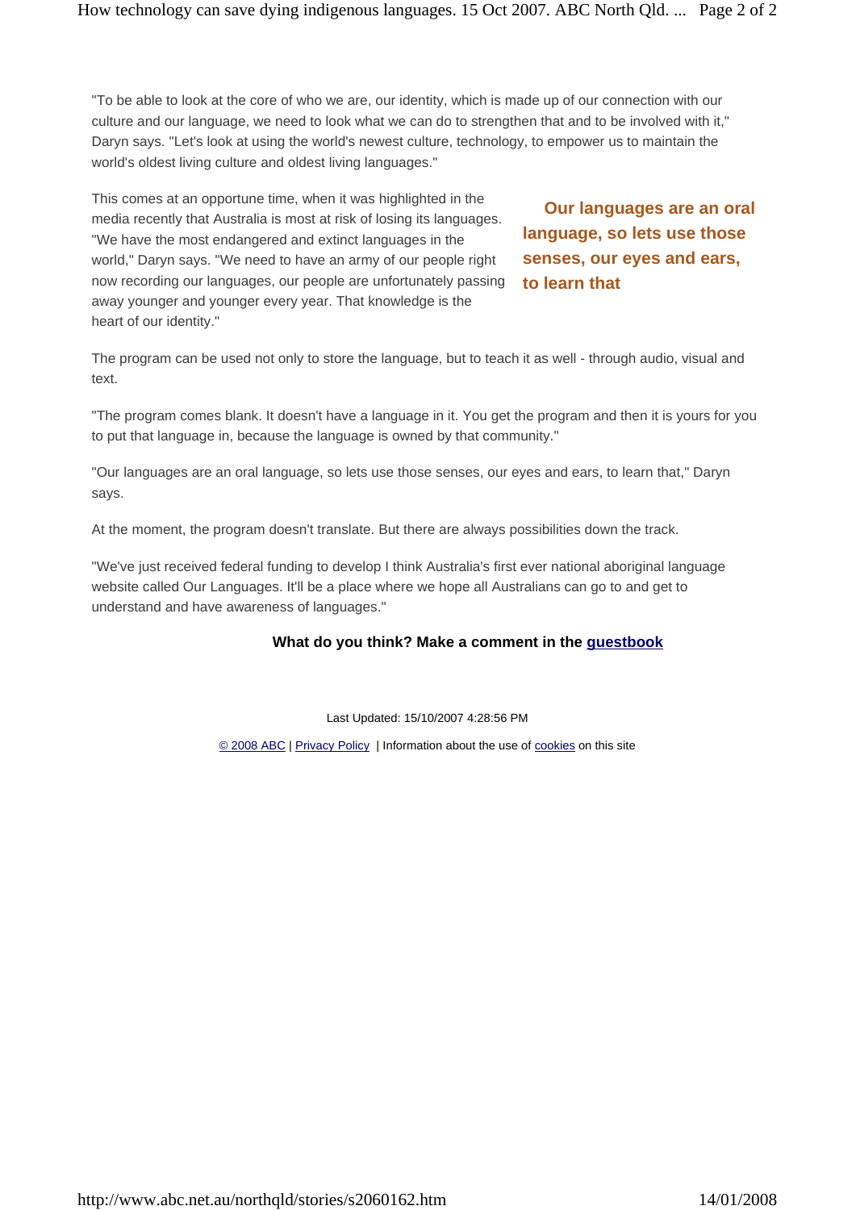"To be able to look at the core of who we are, our identity, which is made up of our connection with our culture and our language, we need to look what we can do to strengthen that and to be involved with it," Daryn says. "Let's look at using the world's newest culture, technology, to empower us to maintain the world's oldest living culture and oldest living languages."

This comes at an opportune time, when it was highlighted in the media recently that Australia is most at risk of losing its languages. "We have the most endangered and extinct languages in the world," Daryn says. "We need to have an army of our people right now recording our languages, our people are unfortunately passing away younger and younger every year. That knowledge is the heart of our identity."

**Our languages are an oral language, so lets use those senses, our eyes and ears, to learn that**

The program can be used not only to store the language, but to teach it as well - through audio, visual and text.

"The program comes blank. It doesn't have a language in it. You get the program and then it is yours for you to put that language in, because the language is owned by that community."

"Our languages are an oral language, so lets use those senses, our eyes and ears, to learn that," Daryn says.

At the moment, the program doesn't translate. But there are always possibilities down the track.

"We've just received federal funding to develop I think Australia's first ever national aboriginal language website called Our Languages. It'll be a place where we hope all Australians can go to and get to understand and have awareness of languages."

**What do you think? Make a comment in the guestbook**

Last Updated: 15/10/2007 4:28:56 PM

© 2008 ABC | Privacy Policy | Information about the use of cookies on this site